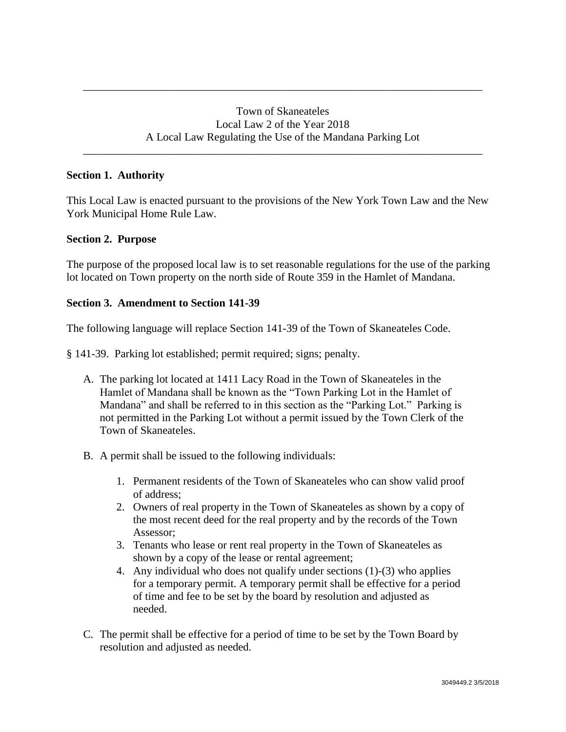---

Town of Skaneateles
Local Law 2 of the Year 2018
A Local Law Regulating the Use of the Mandana Parking Lot

---

**Section 1. Authority**

This Local Law is enacted pursuant to the provisions of the New York Town Law and the New York Municipal Home Rule Law.

**Section 2. Purpose**

The purpose of the proposed local law is to set reasonable regulations for the use of the parking lot located on Town property on the north side of Route 359 in the Hamlet of Mandana.

**Section 3. Amendment to Section 141-39**

The following language will replace Section 141-39 of the Town of Skaneateles Code.

§ 141-39. Parking lot established; permit required; signs; penalty.

A. The parking lot located at 1411 Lacy Road in the Town of Skaneateles in the Hamlet of Mandana shall be known as the "Town Parking Lot in the Hamlet of Mandana" and shall be referred to in this section as the "Parking Lot." Parking is not permitted in the Parking Lot without a permit issued by the Town Clerk of the Town of Skaneateles.

B. A permit shall be issued to the following individuals:

   1. Permanent residents of the Town of Skaneateles who can show valid proof of address;
   2. Owners of real property in the Town of Skaneateles as shown by a copy of the most recent deed for the real property and by the records of the Town Assessor;
   3. Tenants who lease or rent real property in the Town of Skaneateles as shown by a copy of the lease or rental agreement;
   4. Any individual who does not qualify under sections (1)-(3) who applies for a temporary permit. A temporary permit shall be effective for a period of time and fee to be set by the board by resolution and adjusted as needed.

C. The permit shall be effective for a period of time to be set by the Town Board by resolution and adjusted as needed.

3049449.2 3/5/2018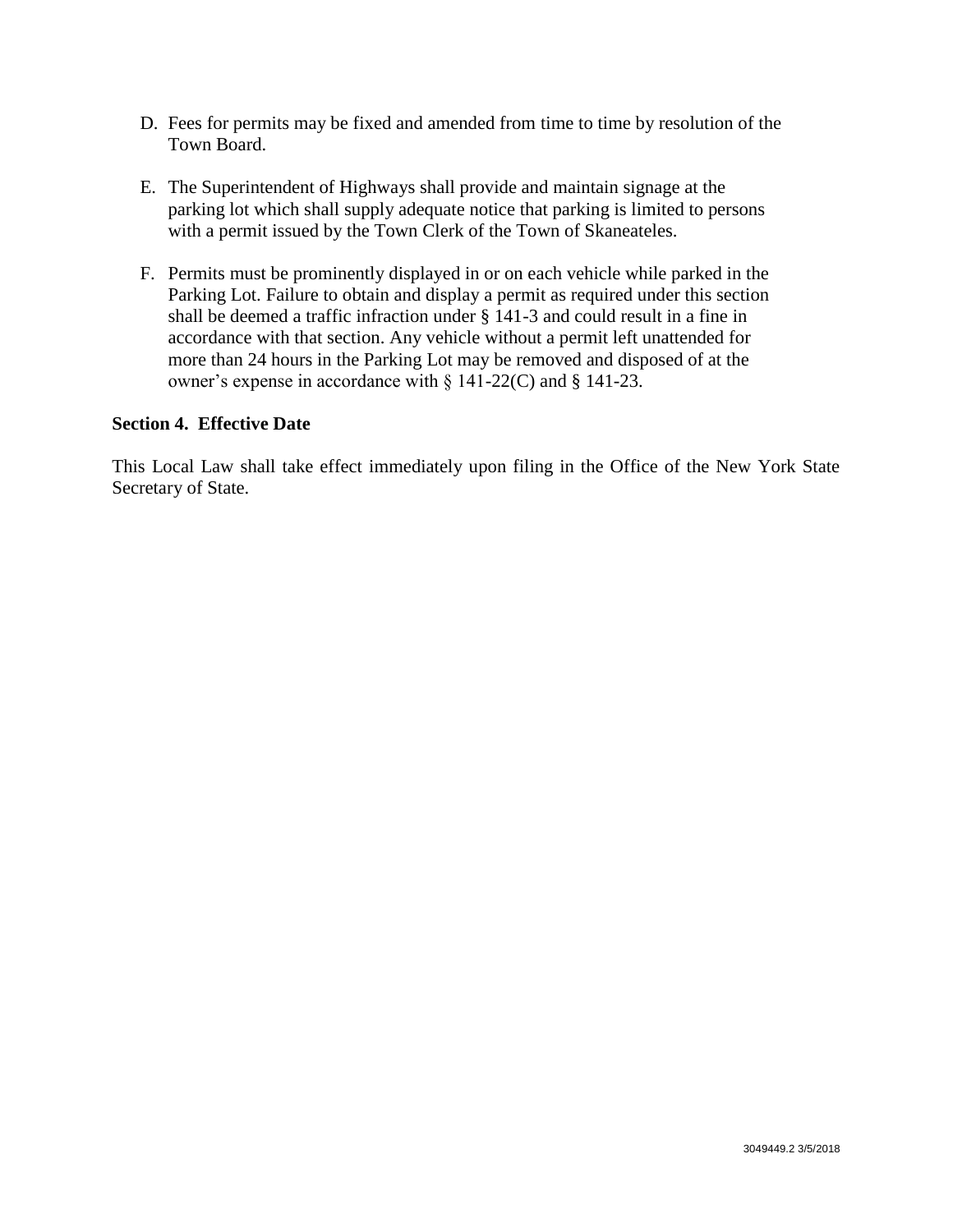D. Fees for permits may be fixed and amended from time to time by resolution of the Town Board.

E. The Superintendent of Highways shall provide and maintain signage at the parking lot which shall supply adequate notice that parking is limited to persons with a permit issued by the Town Clerk of the Town of Skaneateles.

F. Permits must be prominently displayed in or on each vehicle while parked in the Parking Lot. Failure to obtain and display a permit as required under this section shall be deemed a traffic infraction under § 141-3 and could result in a fine in accordance with that section. Any vehicle without a permit left unattended for more than 24 hours in the Parking Lot may be removed and disposed of at the owner's expense in accordance with § 141-22(C) and § 141-23.

**Section 4. Effective Date**

This Local Law shall take effect immediately upon filing in the Office of the New York State Secretary of State.

3049449.2 3/5/2018